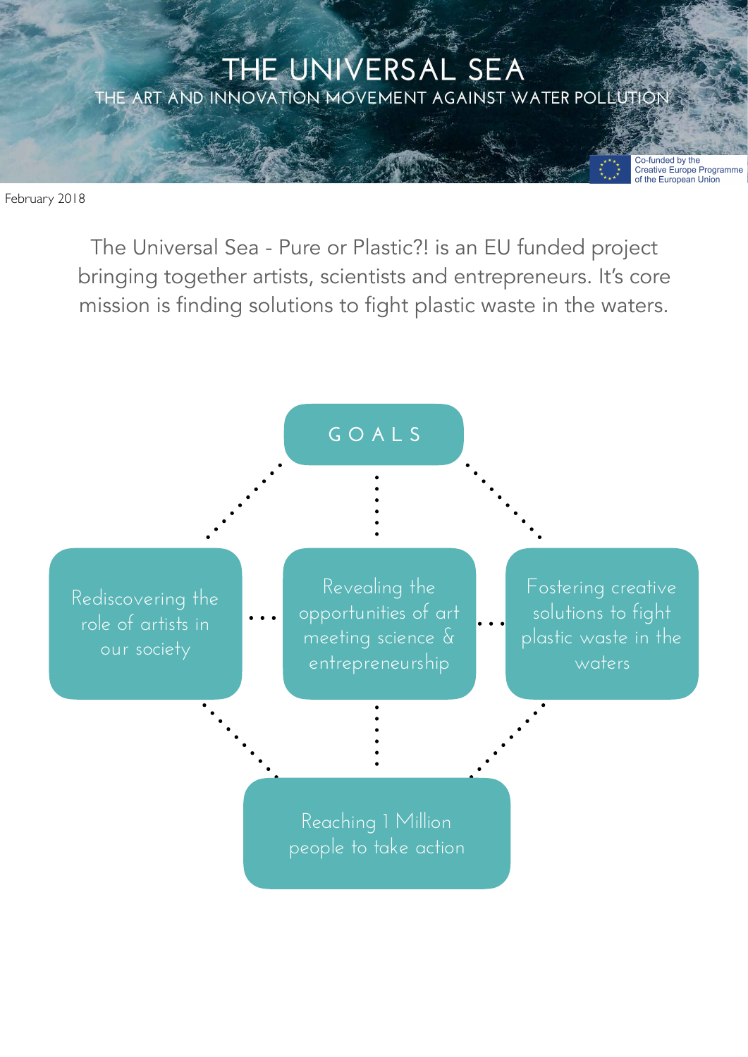# THE UNIVERSAL SEA

## THE ART AND INNOVATION MOVEMENT AGAINST WATER POLLUTION

Co-funded by the Creative Europe Programme of the European Union

February 2018

The Universal Sea - Pure or Plastic?! is an EU funded project bringing together artists, scientists and entrepreneurs. It's core mission is finding solutions to fight plastic waste in the waters.

## GOALS

- Rediscovering the role of artists in our society
- Revealing the opportunities of art meeting science & entrepreneurship
- Fostering creative solutions to fight plastic waste in the waters
- Reaching 1 Million people to take action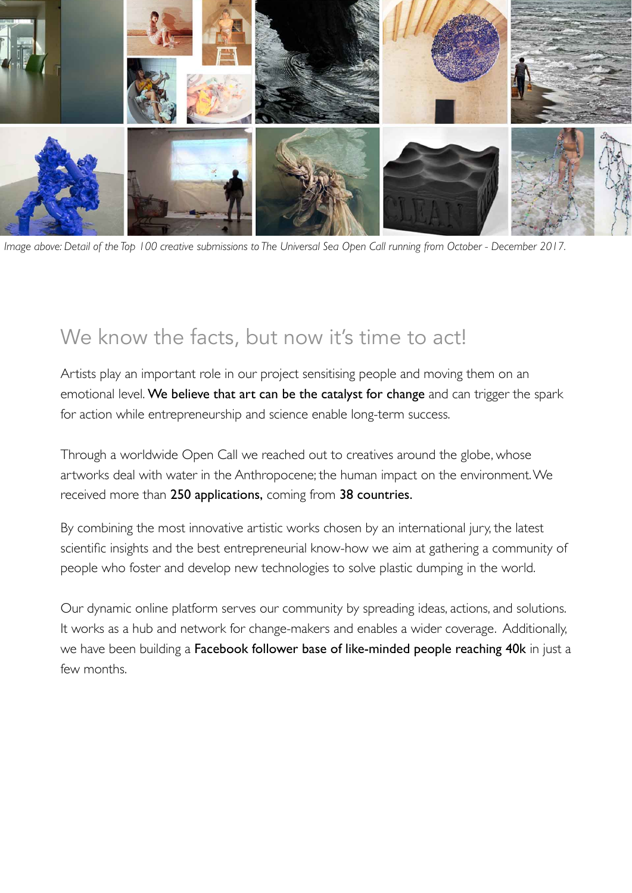*Image above: Detail of the Top 100 creative submissions to The Universal Sea Open Call running from October - December 2017.*

## We know the facts, but now it's time to act!

Artists play an important role in our project sensitising people and moving them on an emotional level. **We believe that art can be the catalyst for change** and can trigger the spark for action while entrepreneurship and science enable long-term success.

Through a worldwide Open Call we reached out to creatives around the globe, whose artworks deal with water in the Anthropocene; the human impact on the environment. We received more than **250 applications,** coming from **38 countries.**

By combining the most innovative artistic works chosen by an international jury, the latest scientific insights and the best entrepreneurial know-how we aim at gathering a community of people who foster and develop new technologies to solve plastic dumping in the world.

Our dynamic online platform serves our community by spreading ideas, actions, and solutions. It works as a hub and network for change-makers and enables a wider coverage. Additionally, we have been building a **Facebook follower base of like-minded people reaching 40k** in just a few months.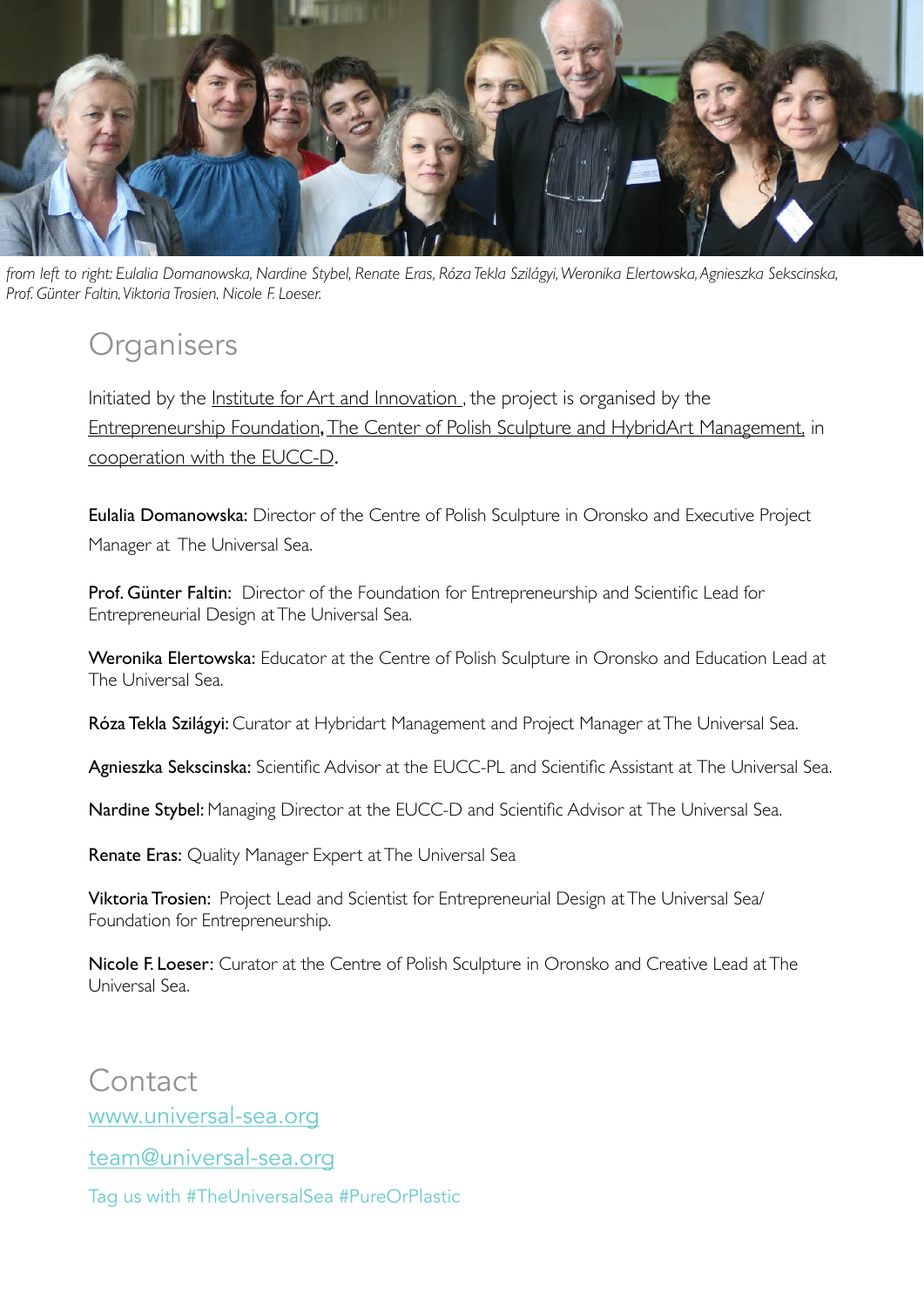*from left to right: Eulalia Domanowska, Nardine Stybel, Renate Eras, Róza Tekla Szilágyi, Weronika Elertowska, Agnieszka Sekscinska, Prof. Günter Faltin, Viktoria Trosien, Nicole F. Loeser.*

## Organisers

Initiated by the Institute for Art and Innovation , the project is organised by the Entrepreneurship Foundation, The Center of Polish Sculpture and HybridArt Management, in cooperation with the EUCC-D.

**Eulalia Domanowska:** Director of the Centre of Polish Sculpture in Oronsko and Executive Project Manager at The Universal Sea.

**Prof. Günter Faltin:** Director of the Foundation for Entrepreneurship and Scientific Lead for Entrepreneurial Design at The Universal Sea.

**Weronika Elertowska:** Educator at the Centre of Polish Sculpture in Oronsko and Education Lead at The Universal Sea.

**Róza Tekla Szilágyi:** Curator at Hybridart Management and Project Manager at The Universal Sea.

**Agnieszka Sekscinska:** Scientific Advisor at the EUCC-PL and Scientific Assistant at The Universal Sea.

**Nardine Stybel:** Managing Director at the EUCC-D and Scientific Advisor at The Universal Sea.

**Renate Eras:** Quality Manager Expert at The Universal Sea

**Viktoria Trosien:** Project Lead and Scientist for Entrepreneurial Design at The Universal Sea/ Foundation for Entrepreneurship.

**Nicole F. Loeser:** Curator at the Centre of Polish Sculpture in Oronsko and Creative Lead at The Universal Sea.

## Contact

www.universal-sea.org

team@universal-sea.org

Tag us with #TheUniversalSea #PureOrPlastic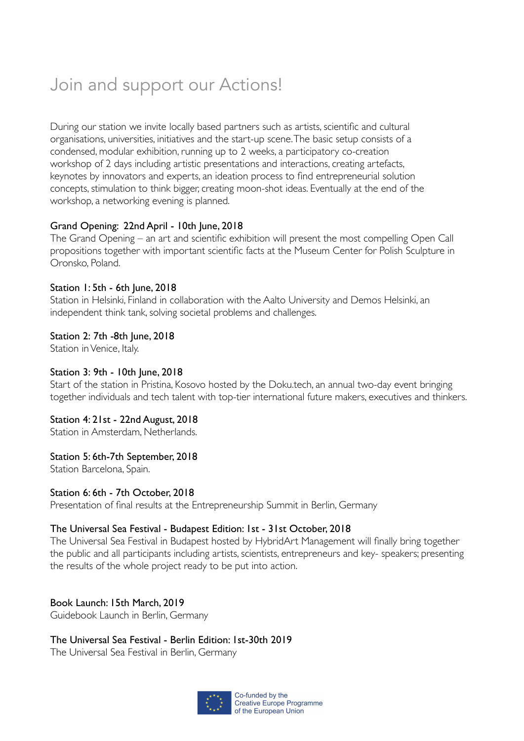# Join and support our Actions!

During our station we invite locally based partners such as artists, scientific and cultural organisations, universities, initiatives and the start-up scene. The basic setup consists of a condensed, modular exhibition, running up to 2 weeks, a participatory co-creation workshop of 2 days including artistic presentations and interactions, creating artefacts, keynotes by innovators and experts, an ideation process to find entrepreneurial solution concepts, stimulation to think bigger, creating moon-shot ideas. Eventually at the end of the workshop, a networking evening is planned.

**Grand Opening: 22nd April - 10th June, 2018**
The Grand Opening – an art and scientific exhibition will present the most compelling Open Call propositions together with important scientific facts at the Museum Center for Polish Sculpture in Oronsko, Poland.

**Station 1: 5th - 6th June, 2018**
Station in Helsinki, Finland in collaboration with the Aalto University and Demos Helsinki, an independent think tank, solving societal problems and challenges.

**Station 2: 7th -8th June, 2018**
Station in Venice, Italy.

**Station 3: 9th - 10th June, 2018**
Start of the station in Pristina, Kosovo hosted by the Doku.tech, an annual two-day event bringing together individuals and tech talent with top-tier international future makers, executives and thinkers.

**Station 4: 21st - 22nd August, 2018**
Station in Amsterdam, Netherlands.

**Station 5: 6th-7th September, 2018**
Station Barcelona, Spain.

**Station 6: 6th - 7th October, 2018**
Presentation of final results at the Entrepreneurship Summit in Berlin, Germany

**The Universal Sea Festival - Budapest Edition: 1st - 31st October, 2018**
The Universal Sea Festival in Budapest hosted by HybridArt Management will finally bring together the public and all participants including artists, scientists, entrepreneurs and key- speakers; presenting the results of the whole project ready to be put into action.

**Book Launch: 15th March, 2019**
Guidebook Launch in Berlin, Germany

**The Universal Sea Festival - Berlin Edition: 1st-30th 2019**
The Universal Sea Festival in Berlin, Germany

Co-funded by the Creative Europe Programme of the European Union